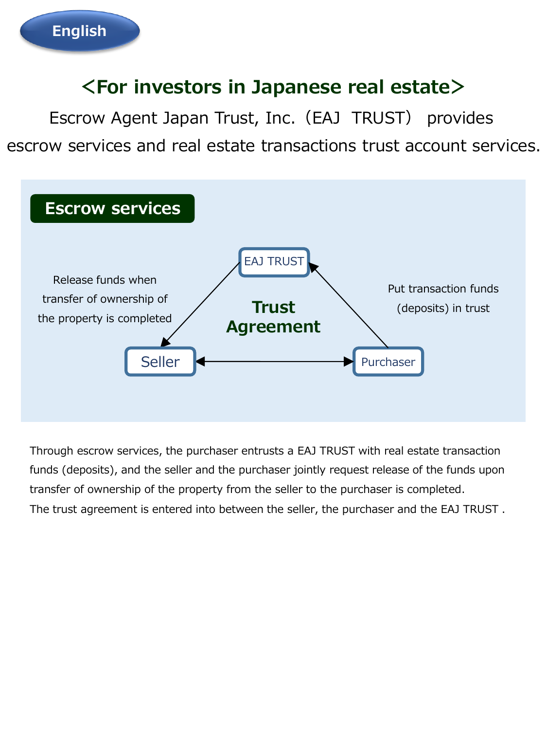English

# <For investors in Japanese real estate>

Escrow Agent Japan Trust, Inc.（EAJ TRUST） provides escrow services and real estate transactions trust account services.

## Escrow services

EAJ TRUST

Release funds when transfer of ownership of the property is completed

Put transaction funds (deposits) in trust

**Trust Agreement**

Seller ⟷ Purchaser

Through escrow services, the purchaser entrusts a EAJ TRUST with real estate transaction funds (deposits), and the seller and the purchaser jointly request release of the funds upon transfer of ownership of the property from the seller to the purchaser is completed.
The trust agreement is entered into between the seller, the purchaser and the EAJ TRUST .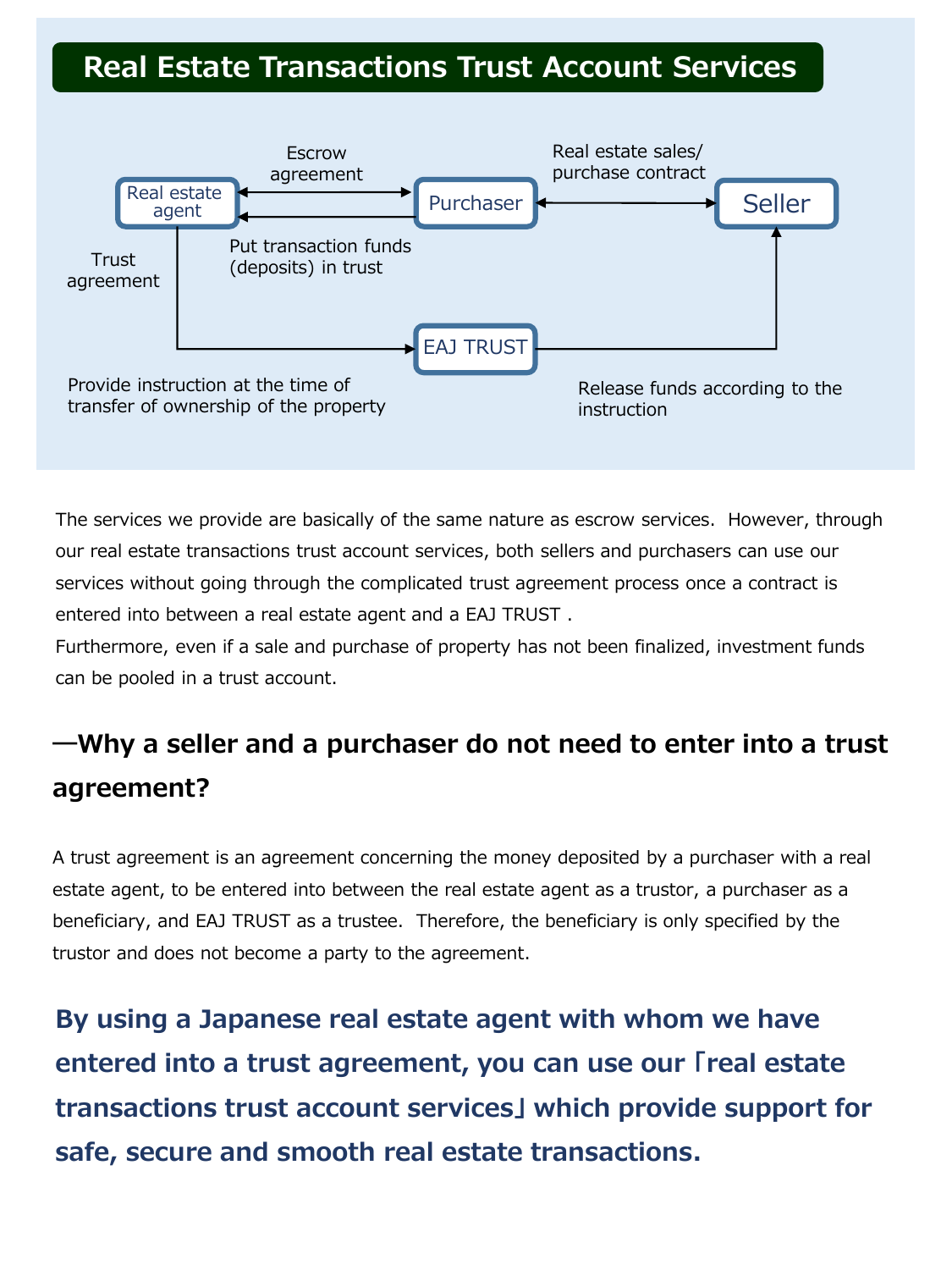# Real Estate Transactions Trust Account Services

Real estate agent — Escrow agreement — Purchaser — Real estate sales/ purchase contract — Seller

Put transaction funds (deposits) in trust

Trust agreement

EAJ TRUST

Provide instruction at the time of transfer of ownership of the property

Release funds according to the instruction

The services we provide are basically of the same nature as escrow services. However, through our real estate transactions trust account services, both sellers and purchasers can use our services without going through the complicated trust agreement process once a contract is entered into between a real estate agent and a EAJ TRUST .
Furthermore, even if a sale and purchase of property has not been finalized, investment funds can be pooled in a trust account.

## —Why a seller and a purchaser do not need to enter into a trust agreement?

A trust agreement is an agreement concerning the money deposited by a purchaser with a real estate agent, to be entered into between the real estate agent as a trustor, a purchaser as a beneficiary, and EAJ TRUST as a trustee. Therefore, the beneficiary is only specified by the trustor and does not become a party to the agreement.

**By using a Japanese real estate agent with whom we have entered into a trust agreement, you can use our「real estate transactions trust account services」which provide support for safe, secure and smooth real estate transactions.**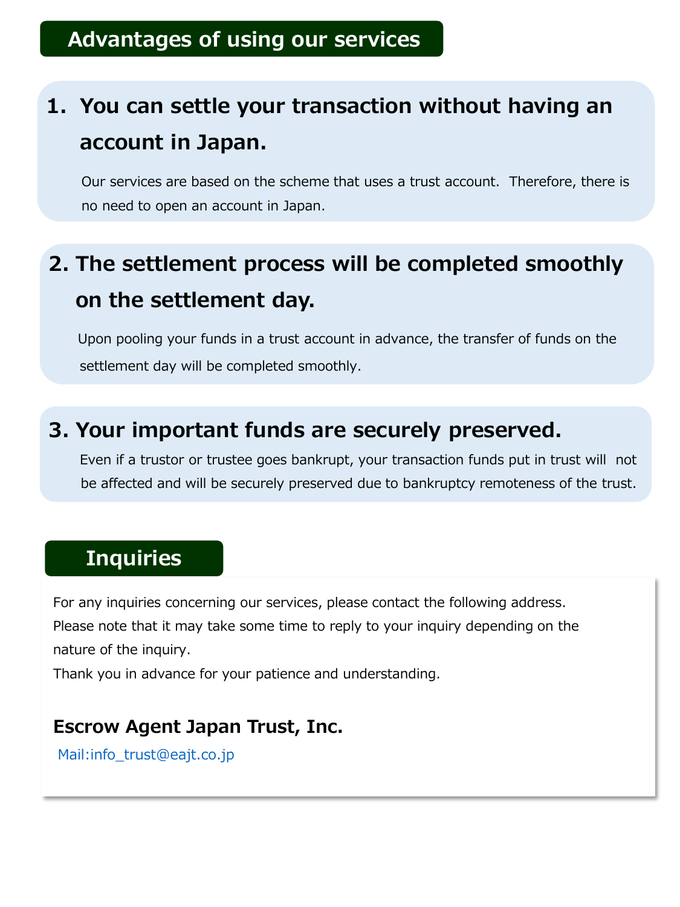## Advantages of using our services

### 1. You can settle your transaction without having an account in Japan.

Our services are based on the scheme that uses a trust account. Therefore, there is no need to open an account in Japan.

### 2. The settlement process will be completed smoothly on the settlement day.

Upon pooling your funds in a trust account in advance, the transfer of funds on the settlement day will be completed smoothly.

### 3. Your important funds are securely preserved.

Even if a trustor or trustee goes bankrupt, your transaction funds put in trust will not be affected and will be securely preserved due to bankruptcy remoteness of the trust.

## Inquiries

For any inquiries concerning our services, please contact the following address.
Please note that it may take some time to reply to your inquiry depending on the nature of the inquiry.
Thank you in advance for your patience and understanding.

**Escrow Agent Japan Trust, Inc.**

Mail:info_trust@eajt.co.jp